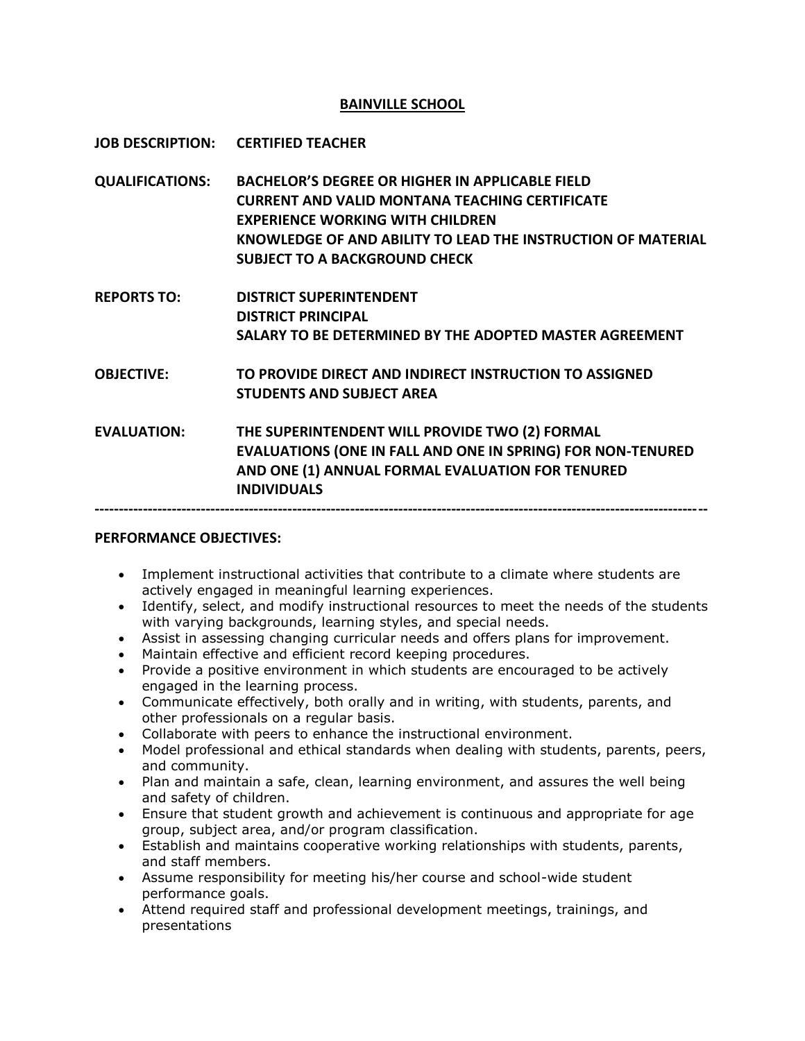# BAINVILLE SCHOOL

**JOB DESCRIPTION:** **CERTIFIED TEACHER**

**QUALIFICATIONS:** **BACHELOR'S DEGREE OR HIGHER IN APPLICABLE FIELD**
**CURRENT AND VALID MONTANA TEACHING CERTIFICATE**
**EXPERIENCE WORKING WITH CHILDREN**
**KNOWLEDGE OF AND ABILITY TO LEAD THE INSTRUCTION OF MATERIAL**
**SUBJECT TO A BACKGROUND CHECK**

**REPORTS TO:** **DISTRICT SUPERINTENDENT**
**DISTRICT PRINCIPAL**
**SALARY TO BE DETERMINED BY THE ADOPTED MASTER AGREEMENT**

**OBJECTIVE:** **TO PROVIDE DIRECT AND INDIRECT INSTRUCTION TO ASSIGNED STUDENTS AND SUBJECT AREA**

**EVALUATION:** **THE SUPERINTENDENT WILL PROVIDE TWO (2) FORMAL EVALUATIONS (ONE IN FALL AND ONE IN SPRING) FOR NON-TENURED AND ONE (1) ANNUAL FORMAL EVALUATION FOR TENURED INDIVIDUALS**

---

**PERFORMANCE OBJECTIVES:**

- Implement instructional activities that contribute to a climate where students are actively engaged in meaningful learning experiences.
- Identify, select, and modify instructional resources to meet the needs of the students with varying backgrounds, learning styles, and special needs.
- Assist in assessing changing curricular needs and offers plans for improvement.
- Maintain effective and efficient record keeping procedures.
- Provide a positive environment in which students are encouraged to be actively engaged in the learning process.
- Communicate effectively, both orally and in writing, with students, parents, and other professionals on a regular basis.
- Collaborate with peers to enhance the instructional environment.
- Model professional and ethical standards when dealing with students, parents, peers, and community.
- Plan and maintain a safe, clean, learning environment, and assures the well being and safety of children.
- Ensure that student growth and achievement is continuous and appropriate for age group, subject area, and/or program classification.
- Establish and maintains cooperative working relationships with students, parents, and staff members.
- Assume responsibility for meeting his/her course and school-wide student performance goals.
- Attend required staff and professional development meetings, trainings, and presentations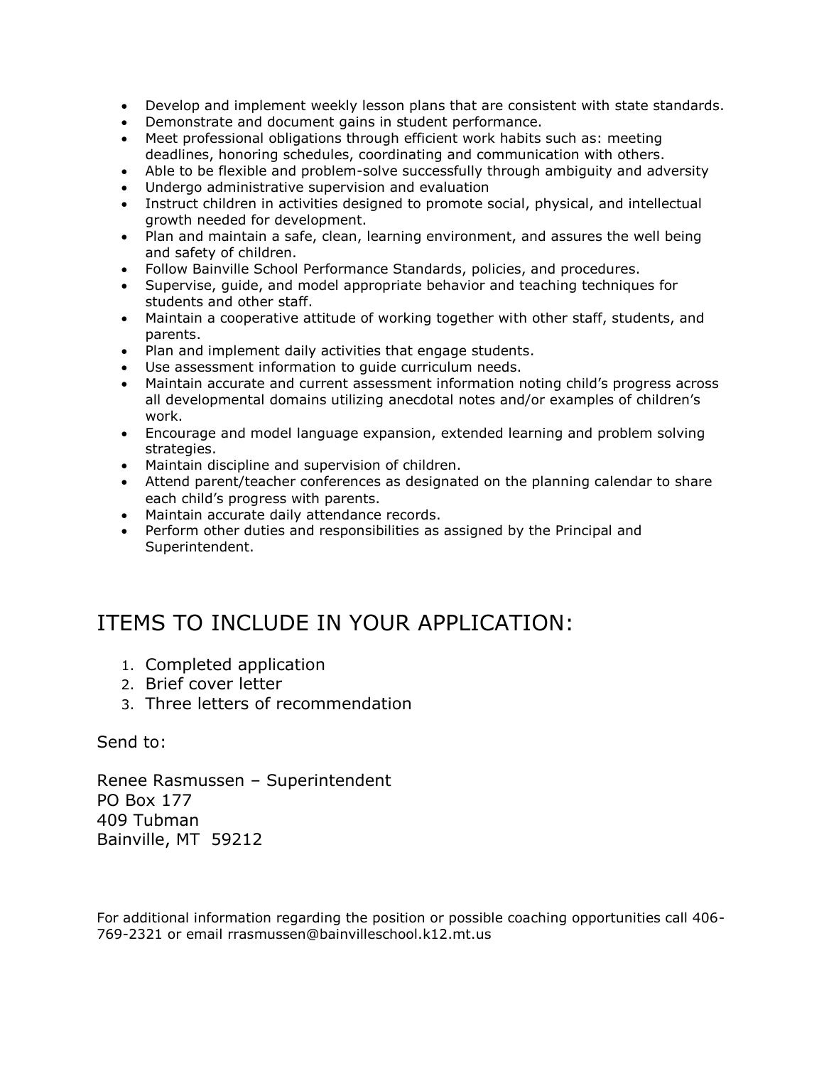- Develop and implement weekly lesson plans that are consistent with state standards.
- Demonstrate and document gains in student performance.
- Meet professional obligations through efficient work habits such as: meeting deadlines, honoring schedules, coordinating and communication with others.
- Able to be flexible and problem-solve successfully through ambiguity and adversity
- Undergo administrative supervision and evaluation
- Instruct children in activities designed to promote social, physical, and intellectual growth needed for development.
- Plan and maintain a safe, clean, learning environment, and assures the well being and safety of children.
- Follow Bainville School Performance Standards, policies, and procedures.
- Supervise, guide, and model appropriate behavior and teaching techniques for students and other staff.
- Maintain a cooperative attitude of working together with other staff, students, and parents.
- Plan and implement daily activities that engage students.
- Use assessment information to guide curriculum needs.
- Maintain accurate and current assessment information noting child's progress across all developmental domains utilizing anecdotal notes and/or examples of children's work.
- Encourage and model language expansion, extended learning and problem solving strategies.
- Maintain discipline and supervision of children.
- Attend parent/teacher conferences as designated on the planning calendar to share each child's progress with parents.
- Maintain accurate daily attendance records.
- Perform other duties and responsibilities as assigned by the Principal and Superintendent.

## ITEMS TO INCLUDE IN YOUR APPLICATION:

1. Completed application
2. Brief cover letter
3. Three letters of recommendation

Send to:

Renee Rasmussen – Superintendent
PO Box 177
409 Tubman
Bainville, MT 59212

For additional information regarding the position or possible coaching opportunities call 406-769-2321 or email rrasmussen@bainvilleschool.k12.mt.us